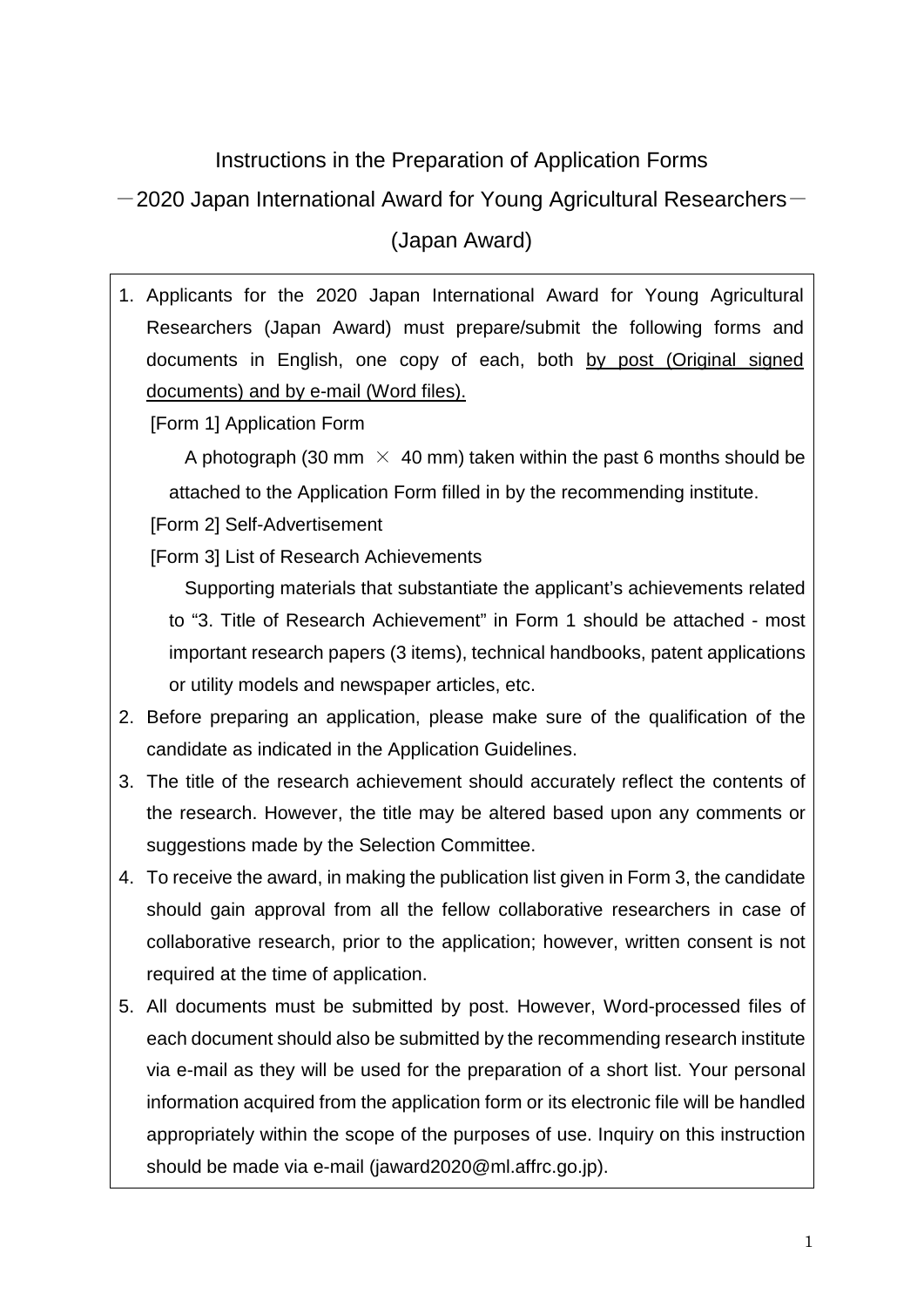# Instructions in the Preparation of Application Forms

## －2020 Japan International Award for Young Agricultural Researchers－

## (Japan Award)

1. Applicants for the 2020 Japan International Award for Young Agricultural Researchers (Japan Award) must prepare/submit the following forms and documents in English, one copy of each, both <u>by post (Original signed documents) and by e-mail (Word files).</u>

   [Form 1] Application Form

   A photograph (30 mm × 40 mm) taken within the past 6 months should be attached to the Application Form filled in by the recommending institute.

   [Form 2] Self-Advertisement

   [Form 3] List of Research Achievements

   Supporting materials that substantiate the applicant's achievements related to "3. Title of Research Achievement" in Form 1 should be attached - most important research papers (3 items), technical handbooks, patent applications or utility models and newspaper articles, etc.

2. Before preparing an application, please make sure of the qualification of the candidate as indicated in the Application Guidelines.
3. The title of the research achievement should accurately reflect the contents of the research. However, the title may be altered based upon any comments or suggestions made by the Selection Committee.
4. To receive the award, in making the publication list given in Form 3, the candidate should gain approval from all the fellow collaborative researchers in case of collaborative research, prior to the application; however, written consent is not required at the time of application.
5. All documents must be submitted by post. However, Word-processed files of each document should also be submitted by the recommending research institute via e-mail as they will be used for the preparation of a short list. Your personal information acquired from the application form or its electronic file will be handled appropriately within the scope of the purposes of use. Inquiry on this instruction should be made via e-mail (jaward2020@ml.affrc.go.jp).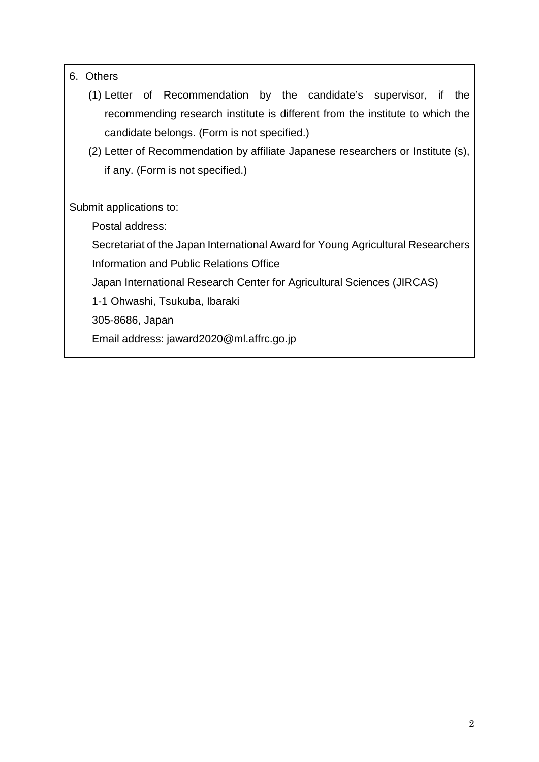6. Others

   (1) Letter of Recommendation by the candidate's supervisor, if the recommending research institute is different from the institute to which the candidate belongs. (Form is not specified.)

   (2) Letter of Recommendation by affiliate Japanese researchers or Institute (s), if any. (Form is not specified.)

Submit applications to:

Postal address:

Secretariat of the Japan International Award for Young Agricultural Researchers
Information and Public Relations Office
Japan International Research Center for Agricultural Sciences (JIRCAS)
1-1 Ohwashi, Tsukuba, Ibaraki
305-8686, Japan

Email address: jaward2020@ml.affrc.go.jp